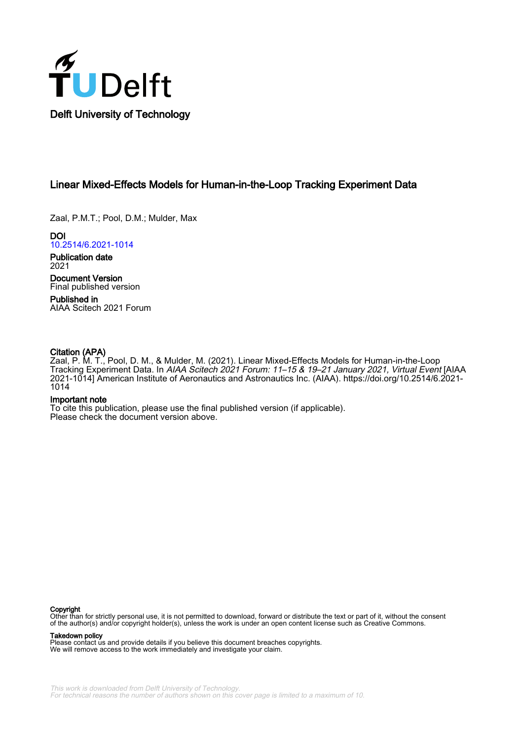Delft University of Technology

# Linear Mixed-Effects Models for Human-in-the-Loop Tracking Experiment Data

Zaal, P.M.T.; Pool, D.M.; Mulder, Max

**DOI**
10.2514/6.2021-1014

**Publication date**
2021

**Document Version**
Final published version

**Published in**
AIAA Scitech 2021 Forum

**Citation (APA)**
Zaal, P. M. T., Pool, D. M., & Mulder, M. (2021). Linear Mixed-Effects Models for Human-in-the-Loop Tracking Experiment Data. In *AIAA Scitech 2021 Forum: 11–15 & 19–21 January 2021, Virtual Event* [AIAA 2021-1014] American Institute of Aeronautics and Astronautics Inc. (AIAA). https://doi.org/10.2514/6.2021-1014

**Important note**
To cite this publication, please use the final published version (if applicable). Please check the document version above.

**Copyright**
Other than for strictly personal use, it is not permitted to download, forward or distribute the text or part of it, without the consent of the author(s) and/or copyright holder(s), unless the work is under an open content license such as Creative Commons.

**Takedown policy**
Please contact us and provide details if you believe this document breaches copyrights. We will remove access to the work immediately and investigate your claim.

*This work is downloaded from Delft University of Technology.*
*For technical reasons the number of authors shown on this cover page is limited to a maximum of 10.*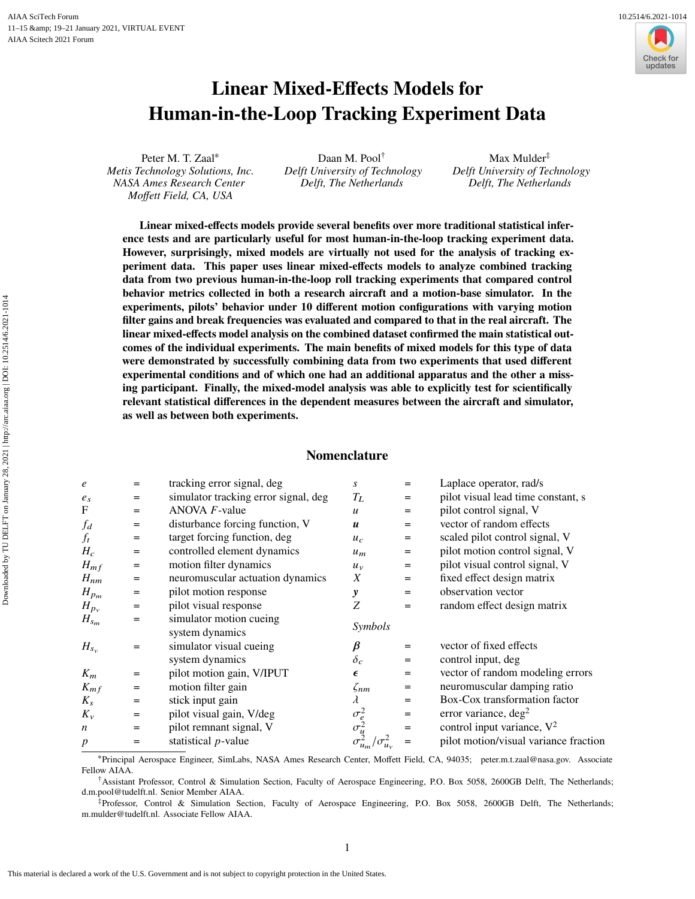# Linear Mixed-Effects Models for Human-in-the-Loop Tracking Experiment Data

Peter M. T. Zaal*
*Metis Technology Solutions, Inc.*
*NASA Ames Research Center*
*Moffett Field, CA, USA*

Daan M. Pool†
*Delft University of Technology*
*Delft, The Netherlands*

Max Mulder‡
*Delft University of Technology*
*Delft, The Netherlands*

**Linear mixed-effects models provide several benefits over more traditional statistical inference tests and are particularly useful for most human-in-the-loop tracking experiment data. However, surprisingly, mixed models are virtually not used for the analysis of tracking experiment data. This paper uses linear mixed-effects models to analyze combined tracking data from two previous human-in-the-loop roll tracking experiments that compared control behavior metrics collected in both a research aircraft and a motion-base simulator. In the experiments, pilots' behavior under 10 different motion configurations with varying motion filter gains and break frequencies was evaluated and compared to that in the real aircraft. The linear mixed-effects model analysis on the combined dataset confirmed the main statistical outcomes of the individual experiments. The main benefits of mixed models for this type of data were demonstrated by successfully combining data from two experiments that used different experimental conditions and of which one had an additional apparatus and the other a missing participant. Finally, the mixed-model analysis was able to explicitly test for scientifically relevant statistical differences in the dependent measures between the aircraft and simulator, as well as between both experiments.**

## Nomenclature

| | | |
|---|---|---|
| $e$ | = | tracking error signal, deg |
| $e_s$ | = | simulator tracking error signal, deg |
| F | = | ANOVA $F$-value |
| $f_d$ | = | disturbance forcing function, V |
| $f_t$ | = | target forcing function, deg |
| $H_c$ | = | controlled element dynamics |
| $H_{mf}$ | = | motion filter dynamics |
| $H_{nm}$ | = | neuromuscular actuation dynamics |
| $H_{p_m}$ | = | pilot motion response |
| $H_{p_v}$ | = | pilot visual response |
| $H_{s_m}$ | = | simulator motion cueing system dynamics |
| $H_{s_v}$ | = | simulator visual cueing system dynamics |
| $K_m$ | = | pilot motion gain, V/IPUT |
| $K_{mf}$ | = | motion filter gain |
| $K_s$ | = | stick input gain |
| $K_v$ | = | pilot visual gain, V/deg |
| $n$ | = | pilot remnant signal, V |
| $p$ | = | statistical $p$-value |
| $s$ | = | Laplace operator, rad/s |
| $T_L$ | = | pilot visual lead time constant, s |
| $u$ | = | pilot control signal, V |
| $\boldsymbol{u}$ | = | vector of random effects |
| $u_c$ | = | scaled pilot control signal, V |
| $u_m$ | = | pilot motion control signal, V |
| $u_v$ | = | pilot visual control signal, V |
| $X$ | = | fixed effect design matrix |
| $\boldsymbol{y}$ | = | observation vector |
| $Z$ | = | random effect design matrix |

*Symbols*

| | | |
|---|---|---|
| $\boldsymbol{\beta}$ | = | vector of fixed effects |
| $\delta_c$ | = | control input, deg |
| $\boldsymbol{\epsilon}$ | = | vector of random modeling errors |
| $\zeta_{nm}$ | = | neuromuscular damping ratio |
| $\lambda$ | = | Box-Cox transformation factor |
| $\sigma_e^2$ | = | error variance, deg$^2$ |
| $\sigma_u^2$ | = | control input variance, V$^2$ |
| $\sigma_{u_m}^2/\sigma_{u_v}^2$ | = | pilot motion/visual variance fraction |

*Principal Aerospace Engineer, SimLabs, NASA Ames Research Center, Moffett Field, CA, 94035; peter.m.t.zaal@nasa.gov. Associate Fellow AIAA.

†Assistant Professor, Control & Simulation Section, Faculty of Aerospace Engineering, P.O. Box 5058, 2600GB Delft, The Netherlands; d.m.pool@tudelft.nl. Senior Member AIAA.

‡Professor, Control & Simulation Section, Faculty of Aerospace Engineering, P.O. Box 5058, 2600GB Delft, The Netherlands; m.mulder@tudelft.nl. Associate Fellow AIAA.

This material is declared a work of the U.S. Government and is not subject to copyright protection in the United States.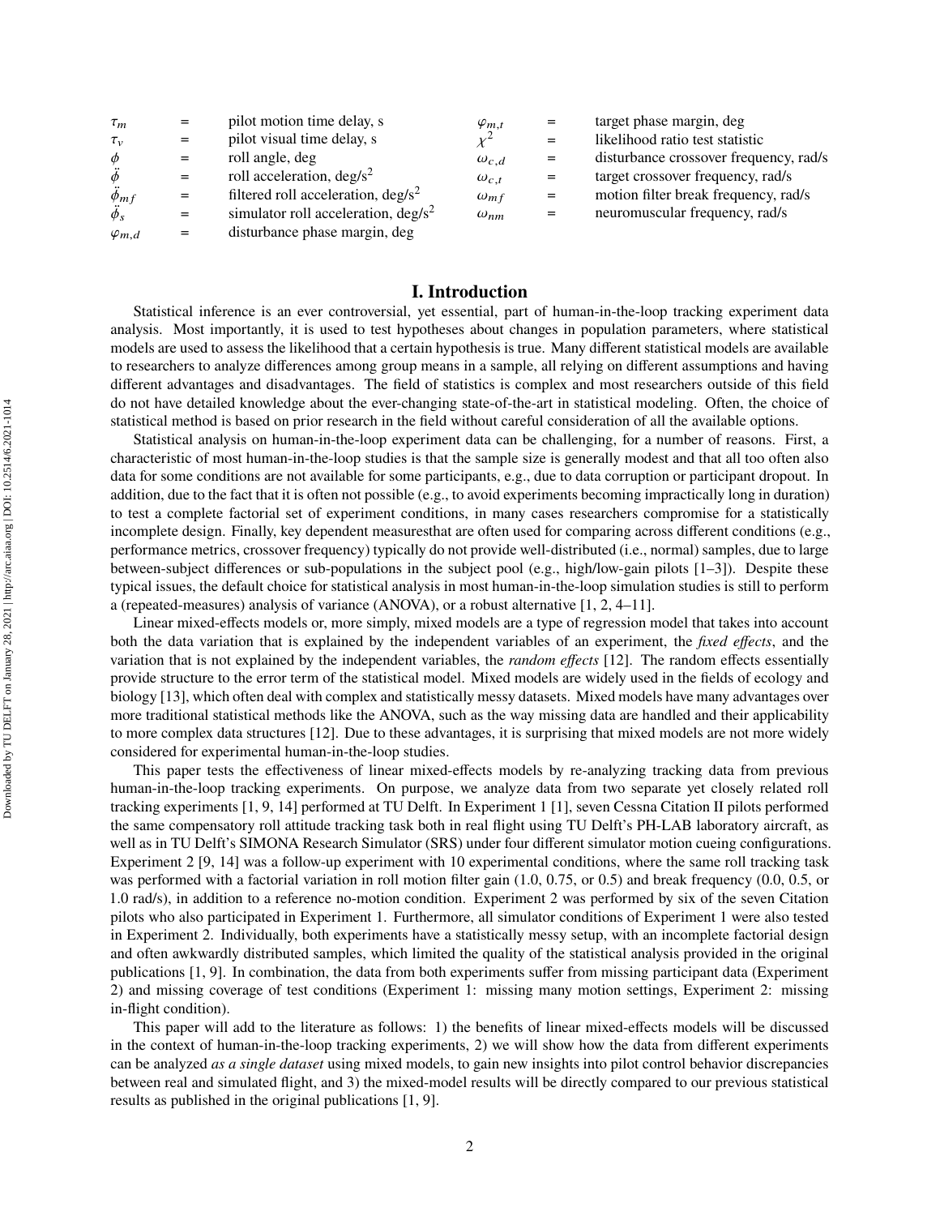| | | | | | |
|---|---|---|---|---|---|
| $\tau_m$ | = | pilot motion time delay, s | $\varphi_{m,t}$ | = | target phase margin, deg |
| $\tau_v$ | = | pilot visual time delay, s | $\chi^2$ | = | likelihood ratio test statistic |
| $\phi$ | = | roll angle, deg | $\omega_{c,d}$ | = | disturbance crossover frequency, rad/s |
| $\ddot{\phi}$ | = | roll acceleration, deg/s$^2$ | $\omega_{c,t}$ | = | target crossover frequency, rad/s |
| $\ddot{\phi}_{mf}$ | = | filtered roll acceleration, deg/s$^2$ | $\omega_{mf}$ | = | motion filter break frequency, rad/s |
| $\ddot{\phi}_s$ | = | simulator roll acceleration, deg/s$^2$ | $\omega_{nm}$ | = | neuromuscular frequency, rad/s |
| $\varphi_{m,d}$ | = | disturbance phase margin, deg | | | |

# I. Introduction

Statistical inference is an ever controversial, yet essential, part of human-in-the-loop tracking experiment data analysis. Most importantly, it is used to test hypotheses about changes in population parameters, where statistical models are used to assess the likelihood that a certain hypothesis is true. Many different statistical models are available to researchers to analyze differences among group means in a sample, all relying on different assumptions and having different advantages and disadvantages. The field of statistics is complex and most researchers outside of this field do not have detailed knowledge about the ever-changing state-of-the-art in statistical modeling. Often, the choice of statistical method is based on prior research in the field without careful consideration of all the available options.

Statistical analysis on human-in-the-loop experiment data can be challenging, for a number of reasons. First, a characteristic of most human-in-the-loop studies is that the sample size is generally modest and that all too often also data for some conditions are not available for some participants, e.g., due to data corruption or participant dropout. In addition, due to the fact that it is often not possible (e.g., to avoid experiments becoming impractically long in duration) to test a complete factorial set of experiment conditions, in many cases researchers compromise for a statistically incomplete design. Finally, key dependent measuresthat are often used for comparing across different conditions (e.g., performance metrics, crossover frequency) typically do not provide well-distributed (i.e., normal) samples, due to large between-subject differences or sub-populations in the subject pool (e.g., high/low-gain pilots [1–3]). Despite these typical issues, the default choice for statistical analysis in most human-in-the-loop simulation studies is still to perform a (repeated-measures) analysis of variance (ANOVA), or a robust alternative [1, 2, 4–11].

Linear mixed-effects models or, more simply, mixed models are a type of regression model that takes into account both the data variation that is explained by the independent variables of an experiment, the *fixed effects*, and the variation that is not explained by the independent variables, the *random effects* [12]. The random effects essentially provide structure to the error term of the statistical model. Mixed models are widely used in the fields of ecology and biology [13], which often deal with complex and statistically messy datasets. Mixed models have many advantages over more traditional statistical methods like the ANOVA, such as the way missing data are handled and their applicability to more complex data structures [12]. Due to these advantages, it is surprising that mixed models are not more widely considered for experimental human-in-the-loop studies.

This paper tests the effectiveness of linear mixed-effects models by re-analyzing tracking data from previous human-in-the-loop tracking experiments. On purpose, we analyze data from two separate yet closely related roll tracking experiments [1, 9, 14] performed at TU Delft. In Experiment 1 [1], seven Cessna Citation II pilots performed the same compensatory roll attitude tracking task both in real flight using TU Delft's PH-LAB laboratory aircraft, as well as in TU Delft's SIMONA Research Simulator (SRS) under four different simulator motion cueing configurations. Experiment 2 [9, 14] was a follow-up experiment with 10 experimental conditions, where the same roll tracking task was performed with a factorial variation in roll motion filter gain (1.0, 0.75, or 0.5) and break frequency (0.0, 0.5, or 1.0 rad/s), in addition to a reference no-motion condition. Experiment 2 was performed by six of the seven Citation pilots who also participated in Experiment 1. Furthermore, all simulator conditions of Experiment 1 were also tested in Experiment 2. Individually, both experiments have a statistically messy setup, with an incomplete factorial design and often awkwardly distributed samples, which limited the quality of the statistical analysis provided in the original publications [1, 9]. In combination, the data from both experiments suffer from missing participant data (Experiment 2) and missing coverage of test conditions (Experiment 1: missing many motion settings, Experiment 2: missing in-flight condition).

This paper will add to the literature as follows: 1) the benefits of linear mixed-effects models will be discussed in the context of human-in-the-loop tracking experiments, 2) we will show how the data from different experiments can be analyzed *as a single dataset* using mixed models, to gain new insights into pilot control behavior discrepancies between real and simulated flight, and 3) the mixed-model results will be directly compared to our previous statistical results as published in the original publications [1, 9].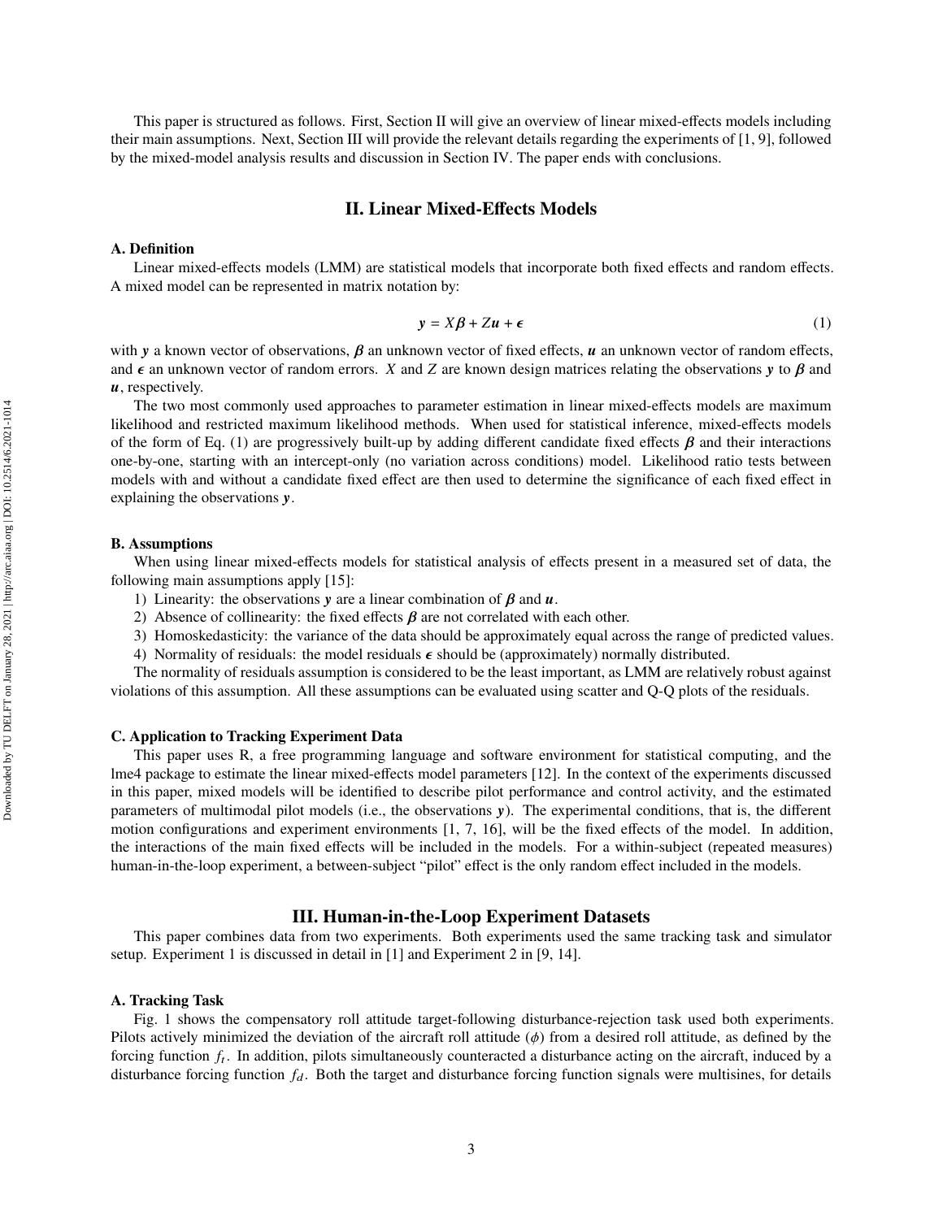This paper is structured as follows. First, Section II will give an overview of linear mixed-effects models including their main assumptions. Next, Section III will provide the relevant details regarding the experiments of [1, 9], followed by the mixed-model analysis results and discussion in Section IV. The paper ends with conclusions.

## II. Linear Mixed-Effects Models

### A. Definition

Linear mixed-effects models (LMM) are statistical models that incorporate both fixed effects and random effects. A mixed model can be represented in matrix notation by:

$$\boldsymbol{y} = X\boldsymbol{\beta} + Z\boldsymbol{u} + \boldsymbol{\epsilon} \tag{1}$$

with $\boldsymbol{y}$ a known vector of observations, $\boldsymbol{\beta}$ an unknown vector of fixed effects, $\boldsymbol{u}$ an unknown vector of random effects, and $\boldsymbol{\epsilon}$ an unknown vector of random errors. $X$ and $Z$ are known design matrices relating the observations $\boldsymbol{y}$ to $\boldsymbol{\beta}$ and $\boldsymbol{u}$, respectively.

The two most commonly used approaches to parameter estimation in linear mixed-effects models are maximum likelihood and restricted maximum likelihood methods. When used for statistical inference, mixed-effects models of the form of Eq. (1) are progressively built-up by adding different candidate fixed effects $\boldsymbol{\beta}$ and their interactions one-by-one, starting with an intercept-only (no variation across conditions) model. Likelihood ratio tests between models with and without a candidate fixed effect are then used to determine the significance of each fixed effect in explaining the observations $\boldsymbol{y}$.

### B. Assumptions

When using linear mixed-effects models for statistical analysis of effects present in a measured set of data, the following main assumptions apply [15]:

1) Linearity: the observations $\boldsymbol{y}$ are a linear combination of $\boldsymbol{\beta}$ and $\boldsymbol{u}$.
2) Absence of collinearity: the fixed effects $\boldsymbol{\beta}$ are not correlated with each other.
3) Homoskedasticity: the variance of the data should be approximately equal across the range of predicted values.
4) Normality of residuals: the model residuals $\boldsymbol{\epsilon}$ should be (approximately) normally distributed.

The normality of residuals assumption is considered to be the least important, as LMM are relatively robust against violations of this assumption. All these assumptions can be evaluated using scatter and Q-Q plots of the residuals.

### C. Application to Tracking Experiment Data

This paper uses R, a free programming language and software environment for statistical computing, and the lme4 package to estimate the linear mixed-effects model parameters [12]. In the context of the experiments discussed in this paper, mixed models will be identified to describe pilot performance and control activity, and the estimated parameters of multimodal pilot models (i.e., the observations $\boldsymbol{y}$). The experimental conditions, that is, the different motion configurations and experiment environments [1, 7, 16], will be the fixed effects of the model. In addition, the interactions of the main fixed effects will be included in the models. For a within-subject (repeated measures) human-in-the-loop experiment, a between-subject "pilot" effect is the only random effect included in the models.

## III. Human-in-the-Loop Experiment Datasets

This paper combines data from two experiments. Both experiments used the same tracking task and simulator setup. Experiment 1 is discussed in detail in [1] and Experiment 2 in [9, 14].

### A. Tracking Task

Fig. 1 shows the compensatory roll attitude target-following disturbance-rejection task used both experiments. Pilots actively minimized the deviation of the aircraft roll attitude ($\phi$) from a desired roll attitude, as defined by the forcing function $f_t$. In addition, pilots simultaneously counteracted a disturbance acting on the aircraft, induced by a disturbance forcing function $f_d$. Both the target and disturbance forcing function signals were multisines, for details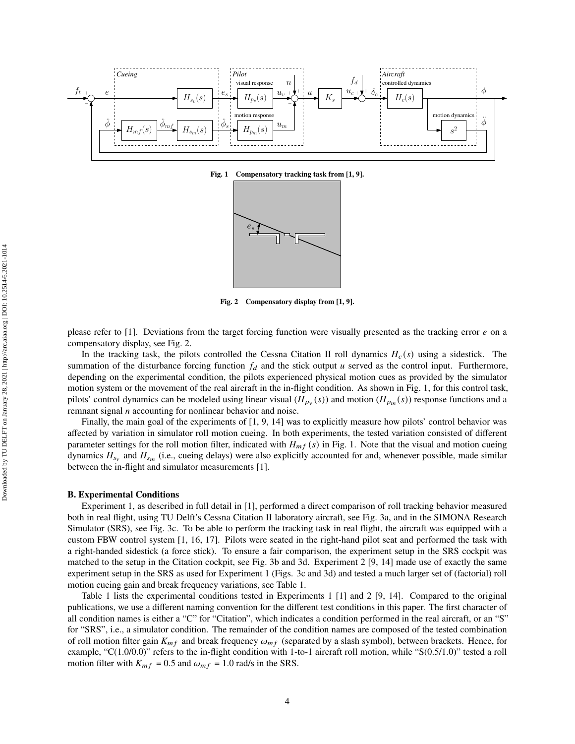Fig. 1 Compensatory tracking task from [1, 9].

Fig. 2 Compensatory display from [1, 9].

please refer to [1]. Deviations from the target forcing function were visually presented as the tracking error $e$ on a compensatory display, see Fig. 2.

In the tracking task, the pilots controlled the Cessna Citation II roll dynamics $H_c(s)$ using a sidestick. The summation of the disturbance forcing function $f_d$ and the stick output $u$ served as the control input. Furthermore, depending on the experimental condition, the pilots experienced physical motion cues as provided by the simulator motion system or the movement of the real aircraft in the in-flight condition. As shown in Fig. 1, for this control task, pilots' control dynamics can be modeled using linear visual ($H_{p_v}(s)$) and motion ($H_{p_m}(s)$) response functions and a remnant signal $n$ accounting for nonlinear behavior and noise.

Finally, the main goal of the experiments of [1, 9, 14] was to explicitly measure how pilots' control behavior was affected by variation in simulator roll motion cueing. In both experiments, the tested variation consisted of different parameter settings for the roll motion filter, indicated with $H_{mf}(s)$ in Fig. 1. Note that the visual and motion cueing dynamics $H_{s_v}$ and $H_{s_m}$ (i.e., cueing delays) were also explicitly accounted for and, whenever possible, made similar between the in-flight and simulator measurements [1].

### B. Experimental Conditions

Experiment 1, as described in full detail in [1], performed a direct comparison of roll tracking behavior measured both in real flight, using TU Delft's Cessna Citation II laboratory aircraft, see Fig. 3a, and in the SIMONA Research Simulator (SRS), see Fig. 3c. To be able to perform the tracking task in real flight, the aircraft was equipped with a custom FBW control system [1, 16, 17]. Pilots were seated in the right-hand pilot seat and performed the task with a right-handed sidestick (a force stick). To ensure a fair comparison, the experiment setup in the SRS cockpit was matched to the setup in the Citation cockpit, see Fig. 3b and 3d. Experiment 2 [9, 14] made use of exactly the same experiment setup in the SRS as used for Experiment 1 (Figs. 3c and 3d) and tested a much larger set of (factorial) roll motion cueing gain and break frequency variations, see Table 1.

Table 1 lists the experimental conditions tested in Experiments 1 [1] and 2 [9, 14]. Compared to the original publications, we use a different naming convention for the different test conditions in this paper. The first character of all condition names is either a "C" for "Citation", which indicates a condition performed in the real aircraft, or an "S" for "SRS", i.e., a simulator condition. The remainder of the condition names are composed of the tested combination of roll motion filter gain $K_{mf}$ and break frequency $\omega_{mf}$ (separated by a slash symbol), between brackets. Hence, for example, "C(1.0/0.0)" refers to the in-flight condition with 1-to-1 aircraft roll motion, while "S(0.5/1.0)" tested a roll motion filter with $K_{mf} = 0.5$ and $\omega_{mf} = 1.0$ rad/s in the SRS.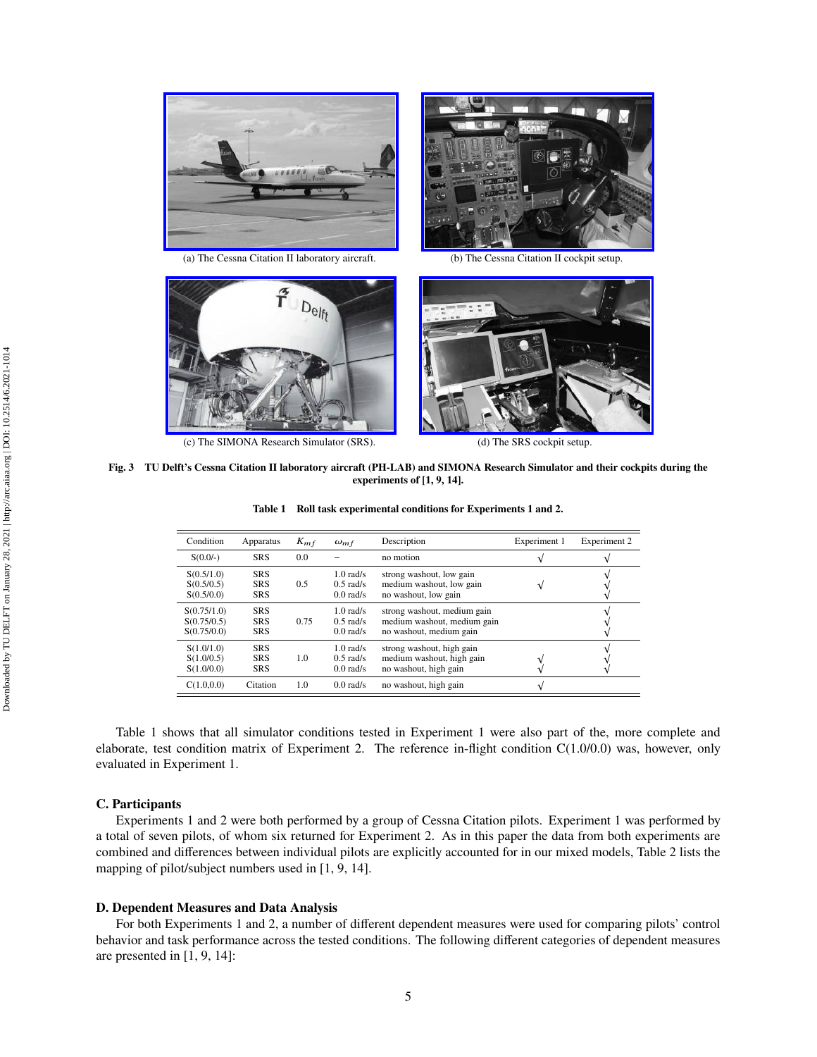(a) The Cessna Citation II laboratory aircraft.

(b) The Cessna Citation II cockpit setup.

(c) The SIMONA Research Simulator (SRS).

(d) The SRS cockpit setup.

**Fig. 3 TU Delft's Cessna Citation II laboratory aircraft (PH-LAB) and SIMONA Research Simulator and their cockpits during the experiments of [1, 9, 14].**

**Table 1 Roll task experimental conditions for Experiments 1 and 2.**

| Condition | Apparatus | $K_{mf}$ | $\omega_{mf}$ | Description | Experiment 1 | Experiment 2 |
|---|---|---|---|---|---|---|
| S(0.0/-) | SRS | 0.0 | – | no motion | √ | √ |
| S(0.5/1.0) | SRS | 0.5 | 1.0 rad/s | strong washout, low gain | | √ |
| S(0.5/0.5) | SRS | | 0.5 rad/s | medium washout, low gain | √ | √ |
| S(0.5/0.0) | SRS | | 0.0 rad/s | no washout, low gain | | √ |
| S(0.75/1.0) | SRS | 0.75 | 1.0 rad/s | strong washout, medium gain | | √ |
| S(0.75/0.5) | SRS | | 0.5 rad/s | medium washout, medium gain | | √ |
| S(0.75/0.0) | SRS | | 0.0 rad/s | no washout, medium gain | | √ |
| S(1.0/1.0) | SRS | 1.0 | 1.0 rad/s | strong washout, high gain | | √ |
| S(1.0/0.5) | SRS | | 0.5 rad/s | medium washout, high gain | √ | √ |
| S(1.0/0.0) | SRS | | 0.0 rad/s | no washout, high gain | √ | √ |
| C(1.0,0.0) | Citation | 1.0 | 0.0 rad/s | no washout, high gain | √ | |

Table 1 shows that all simulator conditions tested in Experiment 1 were also part of the, more complete and elaborate, test condition matrix of Experiment 2. The reference in-flight condition C(1.0/0.0) was, however, only evaluated in Experiment 1.

### C. Participants

Experiments 1 and 2 were both performed by a group of Cessna Citation pilots. Experiment 1 was performed by a total of seven pilots, of whom six returned for Experiment 2. As in this paper the data from both experiments are combined and differences between individual pilots are explicitly accounted for in our mixed models, Table 2 lists the mapping of pilot/subject numbers used in [1, 9, 14].

### D. Dependent Measures and Data Analysis

For both Experiments 1 and 2, a number of different dependent measures were used for comparing pilots' control behavior and task performance across the tested conditions. The following different categories of dependent measures are presented in [1, 9, 14]: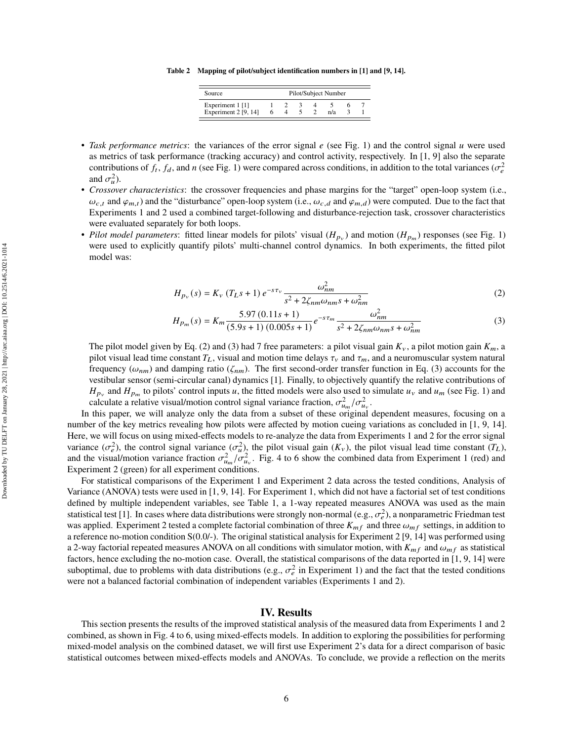Table 2 Mapping of pilot/subject identification numbers in [1] and [9, 14].

| Source | Pilot/Subject Number | | | | | | |
|---|---|---|---|---|---|---|---|
| Experiment 1 [1] | 1 | 2 | 3 | 4 | 5 | 6 | 7 |
| Experiment 2 [9, 14] | 6 | 4 | 5 | 2 | n/a | 3 | 1 |

- *Task performance metrics*: the variances of the error signal $e$ (see Fig. 1) and the control signal $u$ were used as metrics of task performance (tracking accuracy) and control activity, respectively. In [1, 9] also the separate contributions of $f_t$, $f_d$, and $n$ (see Fig. 1) were compared across conditions, in addition to the total variances ($\sigma_e^2$ and $\sigma_u^2$).
- *Crossover characteristics*: the crossover frequencies and phase margins for the "target" open-loop system (i.e., $\omega_{c,t}$ and $\varphi_{m,t}$) and the "disturbance" open-loop system (i.e., $\omega_{c,d}$ and $\varphi_{m,d}$) were computed. Due to the fact that Experiments 1 and 2 used a combined target-following and disturbance-rejection task, crossover characteristics were evaluated separately for both loops.
- *Pilot model parameters*: fitted linear models for pilots' visual ($H_{p_v}$) and motion ($H_{p_m}$) responses (see Fig. 1) were used to explicitly quantify pilots' multi-channel control dynamics. In both experiments, the fitted pilot model was:

$$H_{p_v}(s) = K_v \, (T_L s + 1) \, e^{-s\tau_v} \frac{\omega_{nm}^2}{s^2 + 2\zeta_{nm}\omega_{nm} s + \omega_{nm}^2} \tag{2}$$

$$H_{p_m}(s) = K_m \frac{5.97 \, (0.11s + 1)}{(5.9s + 1)\,(0.005s + 1)} e^{-s\tau_m} \frac{\omega_{nm}^2}{s^2 + 2\zeta_{nm}\omega_{nm} s + \omega_{nm}^2} \tag{3}$$

The pilot model given by Eq. (2) and (3) had 7 free parameters: a pilot visual gain $K_v$, a pilot motion gain $K_m$, a pilot visual lead time constant $T_L$, visual and motion time delays $\tau_v$ and $\tau_m$, and a neuromuscular system natural frequency ($\omega_{nm}$) and damping ratio ($\zeta_{nm}$). The first second-order transfer function in Eq. (3) accounts for the vestibular sensor (semi-circular canal) dynamics [1]. Finally, to objectively quantify the relative contributions of $H_{p_v}$ and $H_{p_m}$ to pilots' control inputs $u$, the fitted models were also used to simulate $u_v$ and $u_m$ (see Fig. 1) and calculate a relative visual/motion control signal variance fraction, $\sigma_{u_m}^2/\sigma_{u_v}^2$.

In this paper, we will analyze only the data from a subset of these original dependent measures, focusing on a number of the key metrics revealing how pilots were affected by motion cueing variations as concluded in [1, 9, 14]. Here, we will focus on using mixed-effects models to re-analyze the data from Experiments 1 and 2 for the error signal variance ($\sigma_e^2$), the control signal variance ($\sigma_u^2$), the pilot visual gain ($K_v$), the pilot visual lead time constant ($T_L$), and the visual/motion variance fraction $\sigma_{u_m}^2/\sigma_{u_v}^2$. Fig. 4 to 6 show the combined data from Experiment 1 (red) and Experiment 2 (green) for all experiment conditions.

For statistical comparisons of the Experiment 1 and Experiment 2 data across the tested conditions, Analysis of Variance (ANOVA) tests were used in [1, 9, 14]. For Experiment 1, which did not have a factorial set of test conditions defined by multiple independent variables, see Table 1, a 1-way repeated measures ANOVA was used as the main statistical test [1]. In cases where data distributions were strongly non-normal (e.g., $\sigma_e^2$), a nonparametric Friedman test was applied. Experiment 2 tested a complete factorial combination of three $K_{mf}$ and three $\omega_{mf}$ settings, in addition to a reference no-motion condition S(0.0/-). The original statistical analysis for Experiment 2 [9, 14] was performed using a 2-way factorial repeated measures ANOVA on all conditions with simulator motion, with $K_{mf}$ and $\omega_{mf}$ as statistical factors, hence excluding the no-motion case. Overall, the statistical comparisons of the data reported in [1, 9, 14] were suboptimal, due to problems with data distributions (e.g., $\sigma_e^2$ in Experiment 1) and the fact that the tested conditions were not a balanced factorial combination of independent variables (Experiments 1 and 2).

## IV. Results

This section presents the results of the improved statistical analysis of the measured data from Experiments 1 and 2 combined, as shown in Fig. 4 to 6, using mixed-effects models. In addition to exploring the possibilities for performing mixed-model analysis on the combined dataset, we will first use Experiment 2's data for a direct comparison of basic statistical outcomes between mixed-effects models and ANOVAs. To conclude, we provide a reflection on the merits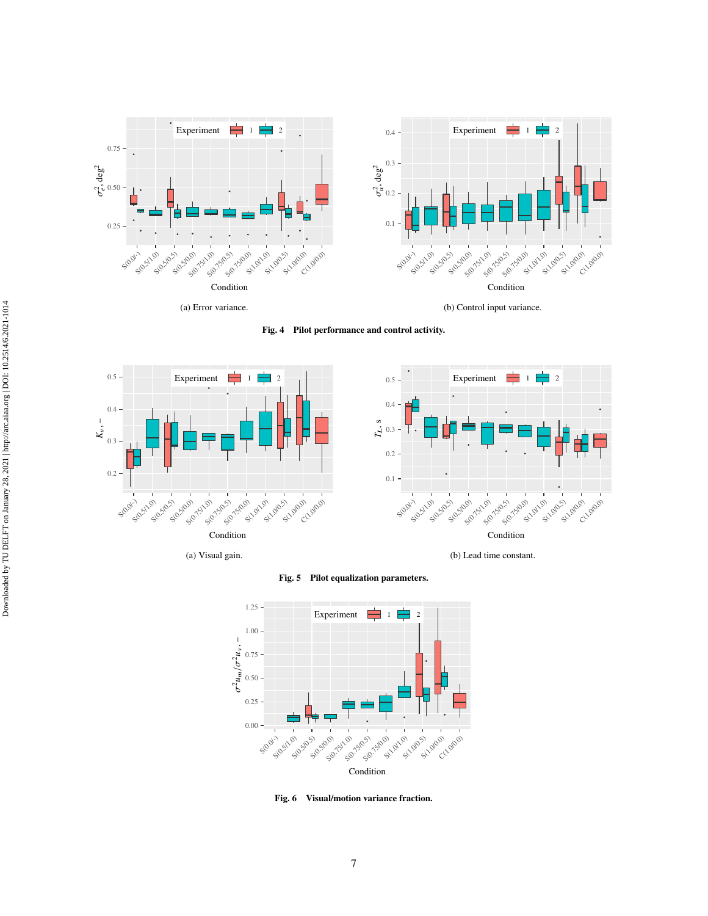(a) Error variance.

(b) Control input variance.

**Fig. 4 Pilot performance and control activity.**

(a) Visual gain.

(b) Lead time constant.

**Fig. 5 Pilot equalization parameters.**

**Fig. 6 Visual/motion variance fraction.**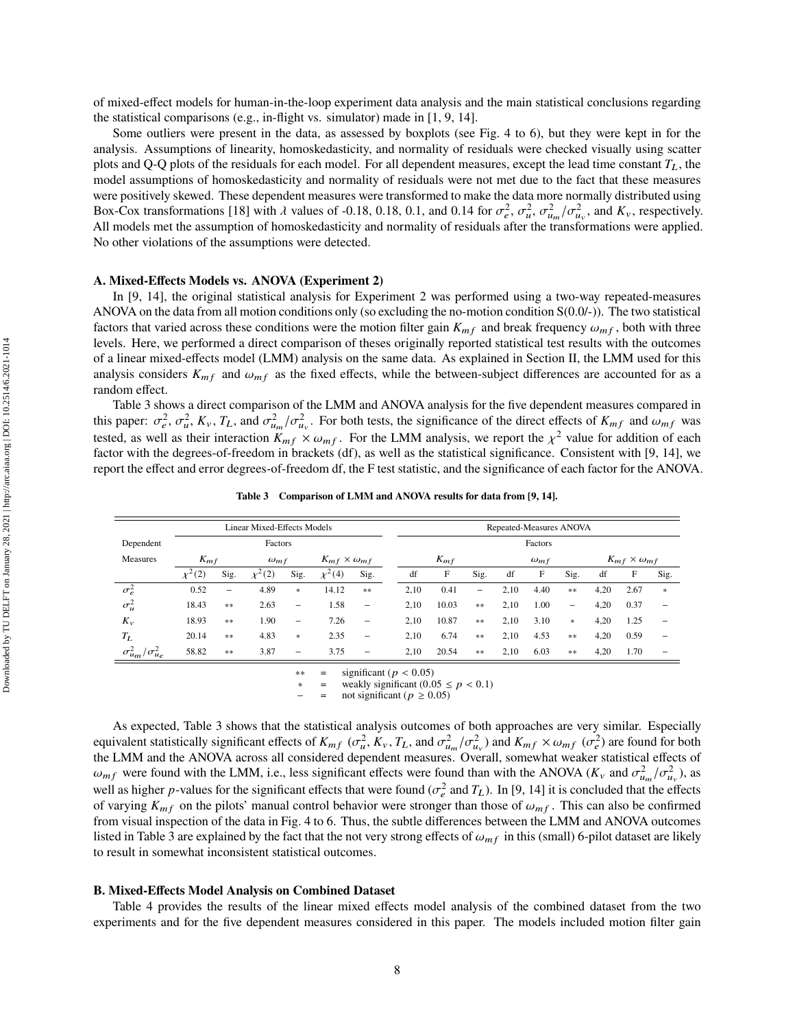of mixed-effect models for human-in-the-loop experiment data analysis and the main statistical conclusions regarding the statistical comparisons (e.g., in-flight vs. simulator) made in [1, 9, 14].

Some outliers were present in the data, as assessed by boxplots (see Fig. 4 to 6), but they were kept in for the analysis. Assumptions of linearity, homoskedasticity, and normality of residuals were checked visually using scatter plots and Q-Q plots of the residuals for each model. For all dependent measures, except the lead time constant $T_L$, the model assumptions of homoskedasticity and normality of residuals were not met due to the fact that these measures were positively skewed. These dependent measures were transformed to make the data more normally distributed using Box-Cox transformations [18] with $\lambda$ values of -0.18, 0.18, 0.1, and 0.14 for $\sigma_e^2$, $\sigma_u^2$, $\sigma_{u_m}^2/\sigma_{u_v}^2$, and $K_v$, respectively. All models met the assumption of homoskedasticity and normality of residuals after the transformations were applied. No other violations of the assumptions were detected.

### A. Mixed-Effects Models vs. ANOVA (Experiment 2)

In [9, 14], the original statistical analysis for Experiment 2 was performed using a two-way repeated-measures ANOVA on the data from all motion conditions only (so excluding the no-motion condition S(0.0/-)). The two statistical factors that varied across these conditions were the motion filter gain $K_{mf}$ and break frequency $\omega_{mf}$, both with three levels. Here, we performed a direct comparison of theses originally reported statistical test results with the outcomes of a linear mixed-effects model (LMM) analysis on the same data. As explained in Section II, the LMM used for this analysis considers $K_{mf}$ and $\omega_{mf}$ as the fixed effects, while the between-subject differences are accounted for as a random effect.

Table 3 shows a direct comparison of the LMM and ANOVA analysis for the five dependent measures compared in this paper: $\sigma_e^2$, $\sigma_u^2$, $K_v$, $T_L$, and $\sigma_{u_m}^2/\sigma_{u_v}^2$. For both tests, the significance of the direct effects of $K_{mf}$ and $\omega_{mf}$ was tested, as well as their interaction $K_{mf} \times \omega_{mf}$. For the LMM analysis, we report the $\chi^2$ value for addition of each factor with the degrees-of-freedom in brackets (df), as well as the statistical significance. Consistent with [9, 14], we report the effect and error degrees-of-freedom df, the F test statistic, and the significance of each factor for the ANOVA.

**Table 3 Comparison of LMM and ANOVA results for data from [9, 14].**

| Dependent Measures | Linear Mixed-Effects Models | | | | | | Repeated-Measures ANOVA | | | | | | | | |
|---|---|---|---|---|---|---|---|---|---|---|---|---|---|---|---|
| | $K_{mf}$ | | $\omega_{mf}$ | | $K_{mf} \times \omega_{mf}$ | | $K_{mf}$ | | | $\omega_{mf}$ | | | $K_{mf} \times \omega_{mf}$ | | |
| | $\chi^2(2)$ | Sig. | $\chi^2(2)$ | Sig. | $\chi^2(4)$ | Sig. | df | F | Sig. | df | F | Sig. | df | F | Sig. |
| $\sigma_e^2$ | 0.52 | – | 4.89 | * | 14.12 | ** | 2,10 | 0.41 | – | 2,10 | 4.40 | ** | 4,20 | 2.67 | * |
| $\sigma_u^2$ | 18.43 | ** | 2.63 | – | 1.58 | – | 2,10 | 10.03 | ** | 2,10 | 1.00 | – | 4,20 | 0.37 | – |
| $K_v$ | 18.93 | ** | 1.90 | – | 7.26 | – | 2,10 | 10.87 | ** | 2,10 | 3.10 | * | 4,20 | 1.25 | – |
| $T_L$ | 20.14 | ** | 4.83 | * | 2.35 | – | 2,10 | 6.74 | ** | 2,10 | 4.53 | ** | 4,20 | 0.59 | – |
| $\sigma_{um}^2/\sigma_{ue}^2$ | 58.82 | ** | 3.87 | – | 3.75 | – | 2,10 | 20.54 | ** | 2,10 | 6.03 | ** | 4,20 | 1.70 | – |

** = significant ($p < 0.05$)
* = weakly significant ($0.05 \leq p < 0.1$)
– = not significant ($p \geq 0.05$)

As expected, Table 3 shows that the statistical analysis outcomes of both approaches are very similar. Especially equivalent statistically significant effects of $K_{mf}$ ($\sigma_u^2$, $K_v$, $T_L$, and $\sigma_{u_m}^2/\sigma_{u_v}^2$) and $K_{mf} \times \omega_{mf}$ ($\sigma_e^2$) are found for both the LMM and the ANOVA across all considered dependent measures. Overall, somewhat weaker statistical effects of $\omega_{mf}$ were found with the LMM, i.e., less significant effects were found than with the ANOVA ($K_v$ and $\sigma_{u_m}^2/\sigma_{u_v}^2$), as well as higher $p$-values for the significant effects that were found ($\sigma_e^2$ and $T_L$). In [9, 14] it is concluded that the effects of varying $K_{mf}$ on the pilots' manual control behavior were stronger than those of $\omega_{mf}$. This can also be confirmed from visual inspection of the data in Fig. 4 to 6. Thus, the subtle differences between the LMM and ANOVA outcomes listed in Table 3 are explained by the fact that the not very strong effects of $\omega_{mf}$ in this (small) 6-pilot dataset are likely to result in somewhat inconsistent statistical outcomes.

### B. Mixed-Effects Model Analysis on Combined Dataset

Table 4 provides the results of the linear mixed effects model analysis of the combined dataset from the two experiments and for the five dependent measures considered in this paper. The models included motion filter gain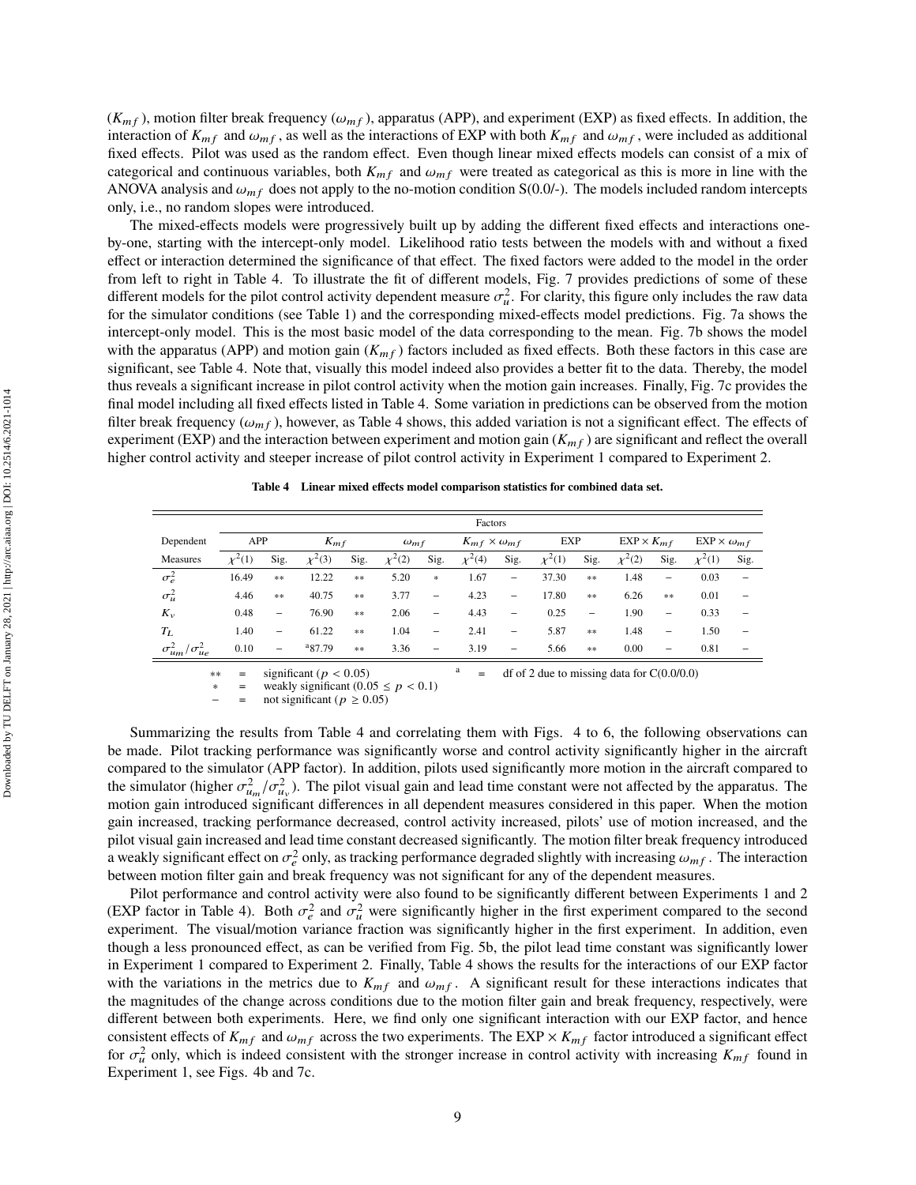($K_{mf}$), motion filter break frequency ($\omega_{mf}$), apparatus (APP), and experiment (EXP) as fixed effects. In addition, the interaction of $K_{mf}$ and $\omega_{mf}$, as well as the interactions of EXP with both $K_{mf}$ and $\omega_{mf}$, were included as additional fixed effects. Pilot was used as the random effect. Even though linear mixed effects models can consist of a mix of categorical and continuous variables, both $K_{mf}$ and $\omega_{mf}$ were treated as categorical as this is more in line with the ANOVA analysis and $\omega_{mf}$ does not apply to the no-motion condition S(0.0/-). The models included random intercepts only, i.e., no random slopes were introduced.

The mixed-effects models were progressively built up by adding the different fixed effects and interactions one-by-one, starting with the intercept-only model. Likelihood ratio tests between the models with and without a fixed effect or interaction determined the significance of that effect. The fixed factors were added to the model in the order from left to right in Table 4. To illustrate the fit of different models, Fig. 7 provides predictions of some of these different models for the pilot control activity dependent measure $\sigma_u^2$. For clarity, this figure only includes the raw data for the simulator conditions (see Table 1) and the corresponding mixed-effects model predictions. Fig. 7a shows the intercept-only model. This is the most basic model of the data corresponding to the mean. Fig. 7b shows the model with the apparatus (APP) and motion gain ($K_{mf}$) factors included as fixed effects. Both these factors in this case are significant, see Table 4. Note that, visually this model indeed also provides a better fit to the data. Thereby, the model thus reveals a significant increase in pilot control activity when the motion gain increases. Finally, Fig. 7c provides the final model including all fixed effects listed in Table 4. Some variation in predictions can be observed from the motion filter break frequency ($\omega_{mf}$), however, as Table 4 shows, this added variation is not a significant effect. The effects of experiment (EXP) and the interaction between experiment and motion gain ($K_{mf}$) are significant and reflect the overall higher control activity and steeper increase of pilot control activity in Experiment 1 compared to Experiment 2.

**Table 4 Linear mixed effects model comparison statistics for combined data set.**

| Dependent | Factors | | | | | | | | | | | | | |
|---|---|---|---|---|---|---|---|---|---|---|---|---|---|---|
| | APP | | $K_{mf}$ | | $\omega_{mf}$ | | $K_{mf} \times \omega_{mf}$ | | EXP | | EXP $\times K_{mf}$ | | EXP $\times \omega_{mf}$ | |
| Measures | $\chi^2(1)$ | Sig. | $\chi^2(3)$ | Sig. | $\chi^2(2)$ | Sig. | $\chi^2(4)$ | Sig. | $\chi^2(1)$ | Sig. | $\chi^2(2)$ | Sig. | $\chi^2(1)$ | Sig. |
| $\sigma_e^2$ | 16.49 | ** | 12.22 | ** | 5.20 | * | 1.67 | – | 37.30 | ** | 1.48 | – | 0.03 | – |
| $\sigma_u^2$ | 4.46 | ** | 40.75 | ** | 3.77 | – | 4.23 | – | 17.80 | ** | 6.26 | ** | 0.01 | – |
| $K_v$ | 0.48 | – | 76.90 | ** | 2.06 | – | 4.43 | – | 0.25 | – | 1.90 | – | 0.33 | – |
| $T_L$ | 1.40 | – | 61.22 | ** | 1.04 | – | 2.41 | – | 5.87 | ** | 1.48 | – | 1.50 | – |
| $\sigma_{u_m}^2/\sigma_{u_e}^2$ | 0.10 | – | [a]87.79 | ** | 3.36 | – | 3.19 | – | 5.66 | ** | 0.00 | – | 0.81 | – |

** = significant ($p < 0.05$)
* = weakly significant ($0.05 \leq p < 0.1$)
– = not significant ($p \geq 0.05$)
[a] = df of 2 due to missing data for C(0.0/0.0)

Summarizing the results from Table 4 and correlating them with Figs. 4 to 6, the following observations can be made. Pilot tracking performance was significantly worse and control activity significantly higher in the aircraft compared to the simulator (APP factor). In addition, pilots used significantly more motion in the aircraft compared to the simulator (higher $\sigma_{u_m}^2/\sigma_{u_v}^2$). The pilot visual gain and lead time constant were not affected by the apparatus. The motion gain introduced significant differences in all dependent measures considered in this paper. When the motion gain increased, tracking performance decreased, control activity increased, pilots' use of motion increased, and the pilot visual gain increased and lead time constant decreased significantly. The motion filter break frequency introduced a weakly significant effect on $\sigma_e^2$ only, as tracking performance degraded slightly with increasing $\omega_{mf}$. The interaction between motion filter gain and break frequency was not significant for any of the dependent measures.

Pilot performance and control activity were also found to be significantly different between Experiments 1 and 2 (EXP factor in Table 4). Both $\sigma_e^2$ and $\sigma_u^2$ were significantly higher in the first experiment compared to the second experiment. The visual/motion variance fraction was significantly higher in the first experiment. In addition, even though a less pronounced effect, as can be verified from Fig. 5b, the pilot lead time constant was significantly lower in Experiment 1 compared to Experiment 2. Finally, Table 4 shows the results for the interactions of our EXP factor with the variations in the metrics due to $K_{mf}$ and $\omega_{mf}$. A significant result for these interactions indicates that the magnitudes of the change across conditions due to the motion filter gain and break frequency, respectively, were different between both experiments. Here, we find only one significant interaction with our EXP factor, and hence consistent effects of $K_{mf}$ and $\omega_{mf}$ across the two experiments. The EXP $\times K_{mf}$ factor introduced a significant effect for $\sigma_u^2$ only, which is indeed consistent with the stronger increase in control activity with increasing $K_{mf}$ found in Experiment 1, see Figs. 4b and 7c.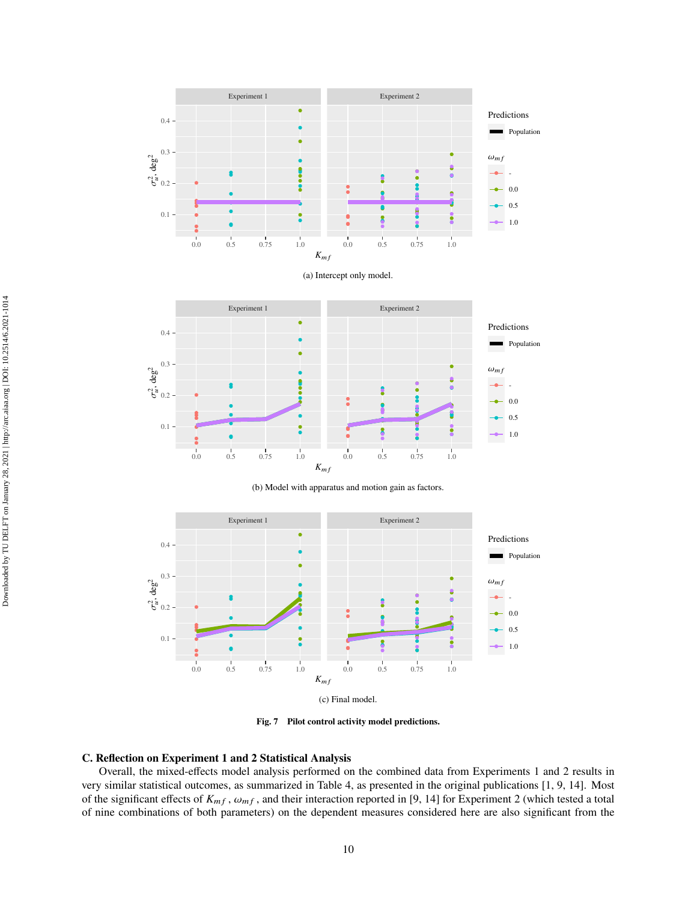(a) Intercept only model.

(b) Model with apparatus and motion gain as factors.

(c) Final model.

**Fig. 7 Pilot control activity model predictions.**

### C. Reflection on Experiment 1 and 2 Statistical Analysis

Overall, the mixed-effects model analysis performed on the combined data from Experiments 1 and 2 results in very similar statistical outcomes, as summarized in Table 4, as presented in the original publications [1, 9, 14]. Most of the significant effects of $K_{mf}$, $\omega_{mf}$, and their interaction reported in [9, 14] for Experiment 2 (which tested a total of nine combinations of both parameters) on the dependent measures considered here are also significant from the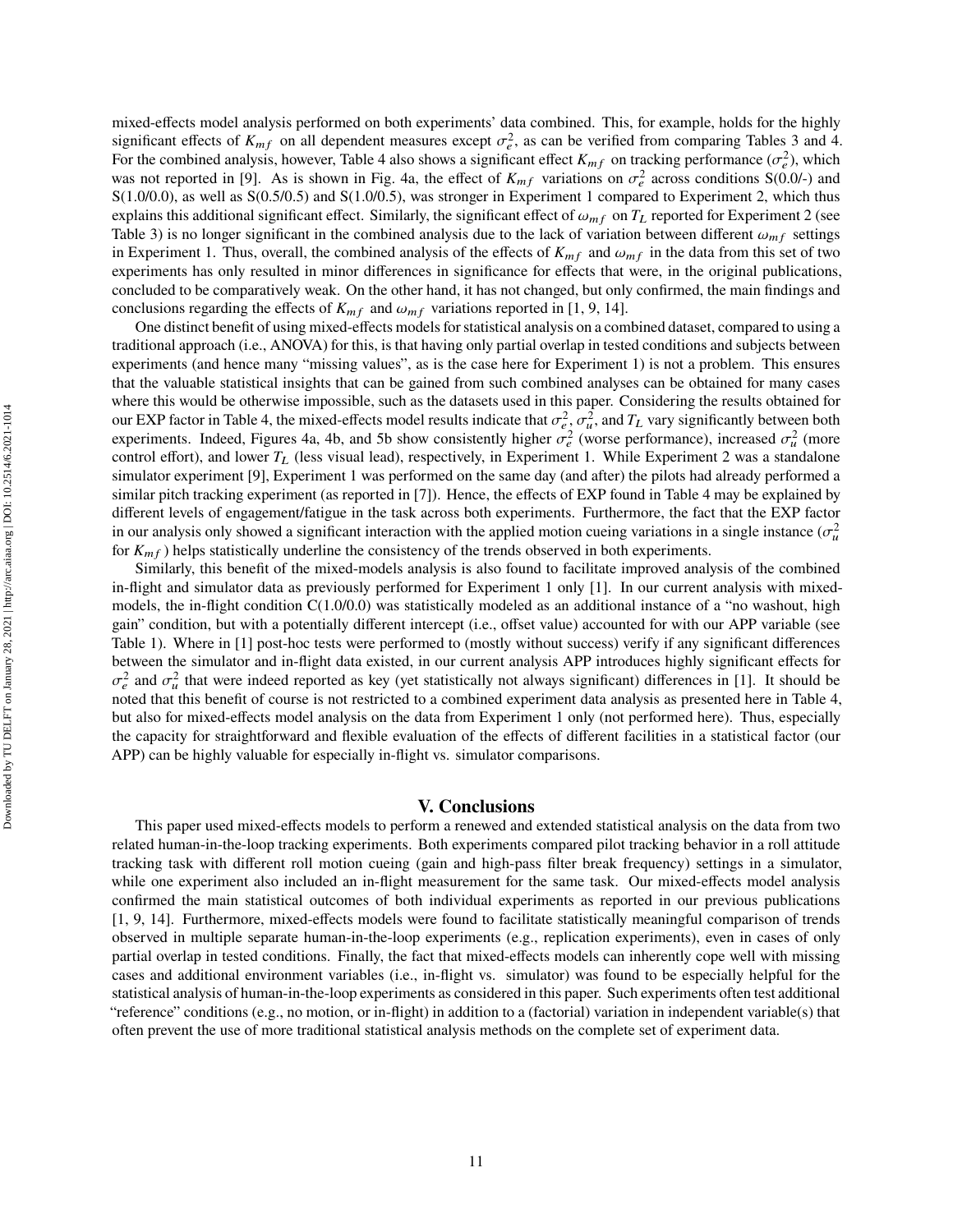mixed-effects model analysis performed on both experiments' data combined. This, for example, holds for the highly significant effects of $K_{mf}$ on all dependent measures except $\sigma_e^2$, as can be verified from comparing Tables 3 and 4. For the combined analysis, however, Table 4 also shows a significant effect $K_{mf}$ on tracking performance ($\sigma_e^2$), which was not reported in [9]. As is shown in Fig. 4a, the effect of $K_{mf}$ variations on $\sigma_e^2$ across conditions S(0.0/-) and S(1.0/0.0), as well as S(0.5/0.5) and S(1.0/0.5), was stronger in Experiment 1 compared to Experiment 2, which thus explains this additional significant effect. Similarly, the significant effect of $\omega_{mf}$ on $T_L$ reported for Experiment 2 (see Table 3) is no longer significant in the combined analysis due to the lack of variation between different $\omega_{mf}$ settings in Experiment 1. Thus, overall, the combined analysis of the effects of $K_{mf}$ and $\omega_{mf}$ in the data from this set of two experiments has only resulted in minor differences in significance for effects that were, in the original publications, concluded to be comparatively weak. On the other hand, it has not changed, but only confirmed, the main findings and conclusions regarding the effects of $K_{mf}$ and $\omega_{mf}$ variations reported in [1, 9, 14].

One distinct benefit of using mixed-effects models for statistical analysis on a combined dataset, compared to using a traditional approach (i.e., ANOVA) for this, is that having only partial overlap in tested conditions and subjects between experiments (and hence many "missing values", as is the case here for Experiment 1) is not a problem. This ensures that the valuable statistical insights that can be gained from such combined analyses can be obtained for many cases where this would be otherwise impossible, such as the datasets used in this paper. Considering the results obtained for our EXP factor in Table 4, the mixed-effects model results indicate that $\sigma_e^2$, $\sigma_u^2$, and $T_L$ vary significantly between both experiments. Indeed, Figures 4a, 4b, and 5b show consistently higher $\sigma_e^2$ (worse performance), increased $\sigma_u^2$ (more control effort), and lower $T_L$ (less visual lead), respectively, in Experiment 1. While Experiment 2 was a standalone simulator experiment [9], Experiment 1 was performed on the same day (and after) the pilots had already performed a similar pitch tracking experiment (as reported in [7]). Hence, the effects of EXP found in Table 4 may be explained by different levels of engagement/fatigue in the task across both experiments. Furthermore, the fact that the EXP factor in our analysis only showed a significant interaction with the applied motion cueing variations in a single instance ($\sigma_u^2$ for $K_{mf}$) helps statistically underline the consistency of the trends observed in both experiments.

Similarly, this benefit of the mixed-models analysis is also found to facilitate improved analysis of the combined in-flight and simulator data as previously performed for Experiment 1 only [1]. In our current analysis with mixed-models, the in-flight condition C(1.0/0.0) was statistically modeled as an additional instance of a "no washout, high gain" condition, but with a potentially different intercept (i.e., offset value) accounted for with our APP variable (see Table 1). Where in [1] post-hoc tests were performed to (mostly without success) verify if any significant differences between the simulator and in-flight data existed, in our current analysis APP introduces highly significant effects for $\sigma_e^2$ and $\sigma_u^2$ that were indeed reported as key (yet statistically not always significant) differences in [1]. It should be noted that this benefit of course is not restricted to a combined experiment data analysis as presented here in Table 4, but also for mixed-effects model analysis on the data from Experiment 1 only (not performed here). Thus, especially the capacity for straightforward and flexible evaluation of the effects of different facilities in a statistical factor (our APP) can be highly valuable for especially in-flight vs. simulator comparisons.

## V. Conclusions

This paper used mixed-effects models to perform a renewed and extended statistical analysis on the data from two related human-in-the-loop tracking experiments. Both experiments compared pilot tracking behavior in a roll attitude tracking task with different roll motion cueing (gain and high-pass filter break frequency) settings in a simulator, while one experiment also included an in-flight measurement for the same task. Our mixed-effects model analysis confirmed the main statistical outcomes of both individual experiments as reported in our previous publications [1, 9, 14]. Furthermore, mixed-effects models were found to facilitate statistically meaningful comparison of trends observed in multiple separate human-in-the-loop experiments (e.g., replication experiments), even in cases of only partial overlap in tested conditions. Finally, the fact that mixed-effects models can inherently cope well with missing cases and additional environment variables (i.e., in-flight vs. simulator) was found to be especially helpful for the statistical analysis of human-in-the-loop experiments as considered in this paper. Such experiments often test additional "reference" conditions (e.g., no motion, or in-flight) in addition to a (factorial) variation in independent variable(s) that often prevent the use of more traditional statistical analysis methods on the complete set of experiment data.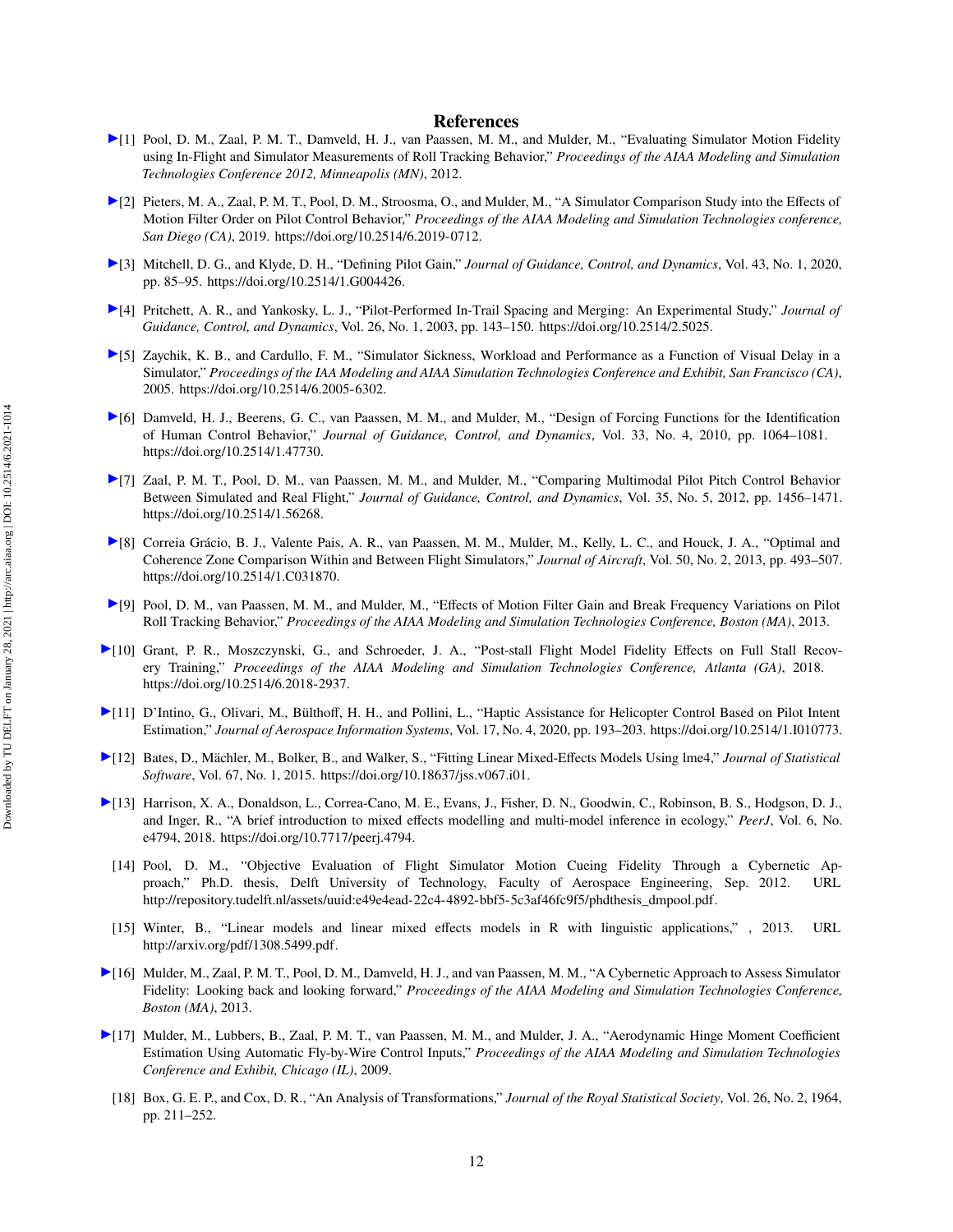# References

[1] Pool, D. M., Zaal, P. M. T., Damveld, H. J., van Paassen, M. M., and Mulder, M., "Evaluating Simulator Motion Fidelity using In-Flight and Simulator Measurements of Roll Tracking Behavior," *Proceedings of the AIAA Modeling and Simulation Technologies Conference 2012, Minneapolis (MN)*, 2012.

[2] Pieters, M. A., Zaal, P. M. T., Pool, D. M., Stroosma, O., and Mulder, M., "A Simulator Comparison Study into the Effects of Motion Filter Order on Pilot Control Behavior," *Proceedings of the AIAA Modeling and Simulation Technologies conference, San Diego (CA)*, 2019. https://doi.org/10.2514/6.2019-0712.

[3] Mitchell, D. G., and Klyde, D. H., "Defining Pilot Gain," *Journal of Guidance, Control, and Dynamics*, Vol. 43, No. 1, 2020, pp. 85–95. https://doi.org/10.2514/1.G004426.

[4] Pritchett, A. R., and Yankosky, L. J., "Pilot-Performed In-Trail Spacing and Merging: An Experimental Study," *Journal of Guidance, Control, and Dynamics*, Vol. 26, No. 1, 2003, pp. 143–150. https://doi.org/10.2514/2.5025.

[5] Zaychik, K. B., and Cardullo, F. M., "Simulator Sickness, Workload and Performance as a Function of Visual Delay in a Simulator," *Proceedings of the IAA Modeling and AIAA Simulation Technologies Conference and Exhibit, San Francisco (CA)*, 2005. https://doi.org/10.2514/6.2005-6302.

[6] Damveld, H. J., Beerens, G. C., van Paassen, M. M., and Mulder, M., "Design of Forcing Functions for the Identification of Human Control Behavior," *Journal of Guidance, Control, and Dynamics*, Vol. 33, No. 4, 2010, pp. 1064–1081. https://doi.org/10.2514/1.47730.

[7] Zaal, P. M. T., Pool, D. M., van Paassen, M. M., and Mulder, M., "Comparing Multimodal Pilot Pitch Control Behavior Between Simulated and Real Flight," *Journal of Guidance, Control, and Dynamics*, Vol. 35, No. 5, 2012, pp. 1456–1471. https://doi.org/10.2514/1.56268.

[8] Correia Grácio, B. J., Valente Pais, A. R., van Paassen, M. M., Mulder, M., Kelly, L. C., and Houck, J. A., "Optimal and Coherence Zone Comparison Within and Between Flight Simulators," *Journal of Aircraft*, Vol. 50, No. 2, 2013, pp. 493–507. https://doi.org/10.2514/1.C031870.

[9] Pool, D. M., van Paassen, M. M., and Mulder, M., "Effects of Motion Filter Gain and Break Frequency Variations on Pilot Roll Tracking Behavior," *Proceedings of the AIAA Modeling and Simulation Technologies Conference, Boston (MA)*, 2013.

[10] Grant, P. R., Moszczynski, G., and Schroeder, J. A., "Post-stall Flight Model Fidelity Effects on Full Stall Recovery Training," *Proceedings of the AIAA Modeling and Simulation Technologies Conference, Atlanta (GA)*, 2018. https://doi.org/10.2514/6.2018-2937.

[11] D'Intino, G., Olivari, M., Bülthoff, H. H., and Pollini, L., "Haptic Assistance for Helicopter Control Based on Pilot Intent Estimation," *Journal of Aerospace Information Systems*, Vol. 17, No. 4, 2020, pp. 193–203. https://doi.org/10.2514/1.I010773.

[12] Bates, D., Mächler, M., Bolker, B., and Walker, S., "Fitting Linear Mixed-Effects Models Using lme4," *Journal of Statistical Software*, Vol. 67, No. 1, 2015. https://doi.org/10.18637/jss.v067.i01.

[13] Harrison, X. A., Donaldson, L., Correa-Cano, M. E., Evans, J., Fisher, D. N., Goodwin, C., Robinson, B. S., Hodgson, D. J., and Inger, R., "A brief introduction to mixed effects modelling and multi-model inference in ecology," *PeerJ*, Vol. 6, No. e4794, 2018. https://doi.org/10.7717/peerj.4794.

[14] Pool, D. M., "Objective Evaluation of Flight Simulator Motion Cueing Fidelity Through a Cybernetic Approach," Ph.D. thesis, Delft University of Technology, Faculty of Aerospace Engineering, Sep. 2012. URL http://repository.tudelft.nl/assets/uuid:e49e4ead-22c4-4892-bbf5-5c3af46fc9f5/phdthesis_dmpool.pdf.

[15] Winter, B., "Linear models and linear mixed effects models in R with linguistic applications," , 2013. URL http://arxiv.org/pdf/1308.5499.pdf.

[16] Mulder, M., Zaal, P. M. T., Pool, D. M., Damveld, H. J., and van Paassen, M. M., "A Cybernetic Approach to Assess Simulator Fidelity: Looking back and looking forward," *Proceedings of the AIAA Modeling and Simulation Technologies Conference, Boston (MA)*, 2013.

[17] Mulder, M., Lubbers, B., Zaal, P. M. T., van Paassen, M. M., and Mulder, J. A., "Aerodynamic Hinge Moment Coefficient Estimation Using Automatic Fly-by-Wire Control Inputs," *Proceedings of the AIAA Modeling and Simulation Technologies Conference and Exhibit, Chicago (IL)*, 2009.

[18] Box, G. E. P., and Cox, D. R., "An Analysis of Transformations," *Journal of the Royal Statistical Society*, Vol. 26, No. 2, 1964, pp. 211–252.